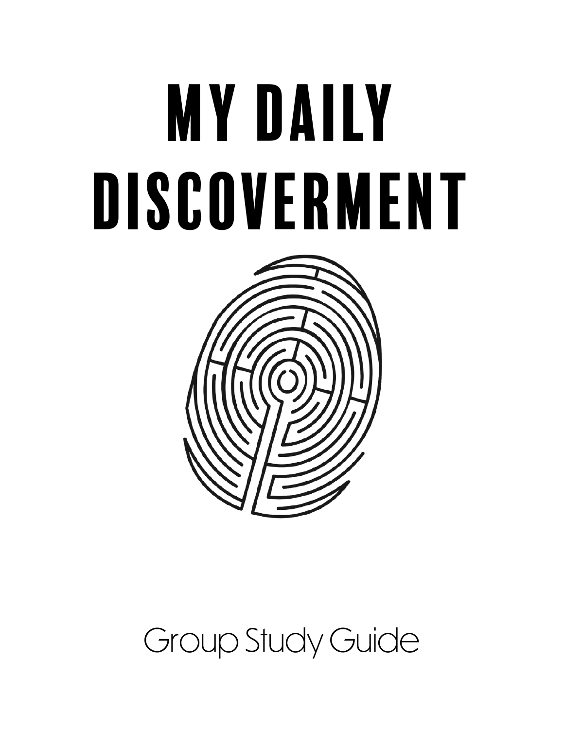# MY DAILY DISCOVERMENT

Group Study Guide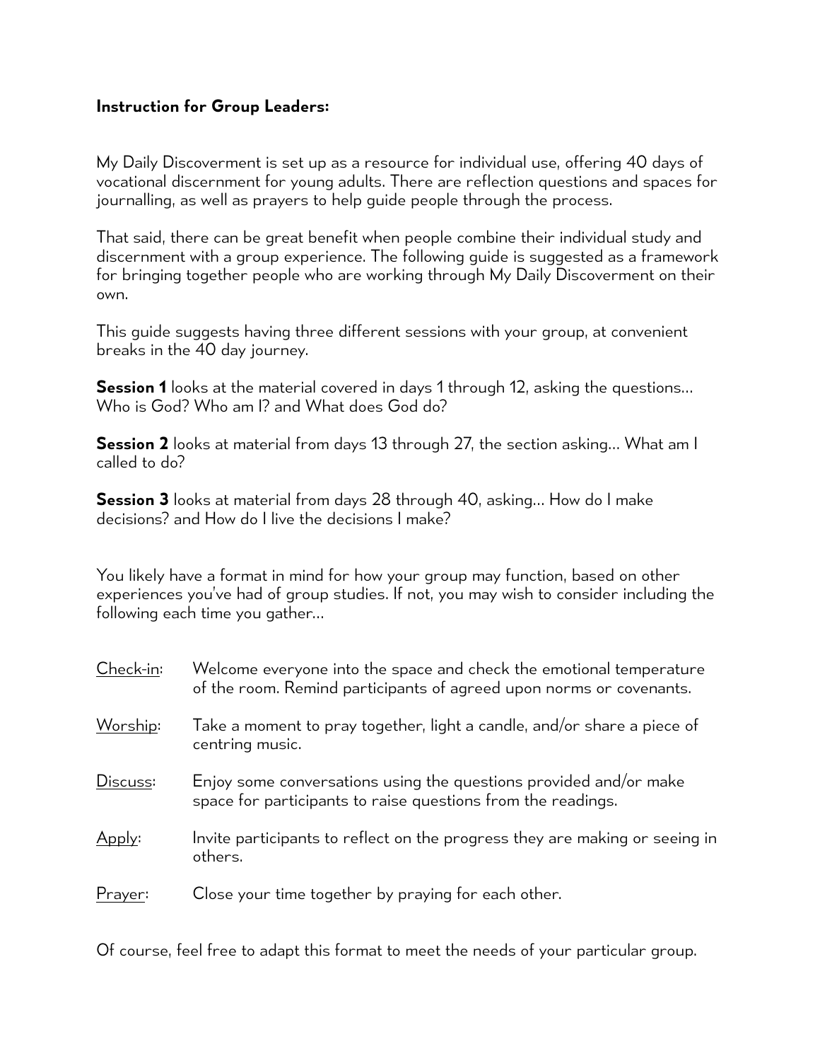**Instruction for Group Leaders:**

My Daily Discoverment is set up as a resource for individual use, offering 40 days of vocational discernment for young adults. There are reflection questions and spaces for journalling, as well as prayers to help guide people through the process.

That said, there can be great benefit when people combine their individual study and discernment with a group experience. The following guide is suggested as a framework for bringing together people who are working through My Daily Discoverment on their own.

This guide suggests having three different sessions with your group, at convenient breaks in the 40 day journey.

**Session 1** looks at the material covered in days 1 through 12, asking the questions… Who is God? Who am I? and What does God do?

**Session 2** looks at material from days 13 through 27, the section asking… What am I called to do?

**Session 3** looks at material from days 28 through 40, asking… How do I make decisions? and How do I live the decisions I make?

You likely have a format in mind for how your group may function, based on other experiences you've had of group studies. If not, you may wish to consider including the following each time you gather…

<u>Check-in</u>: Welcome everyone into the space and check the emotional temperature of the room. Remind participants of agreed upon norms or covenants.

<u>Worship</u>: Take a moment to pray together, light a candle, and/or share a piece of centring music.

<u>Discuss</u>: Enjoy some conversations using the questions provided and/or make space for participants to raise questions from the readings.

<u>Apply</u>: Invite participants to reflect on the progress they are making or seeing in others.

<u>Prayer</u>: Close your time together by praying for each other.

Of course, feel free to adapt this format to meet the needs of your particular group.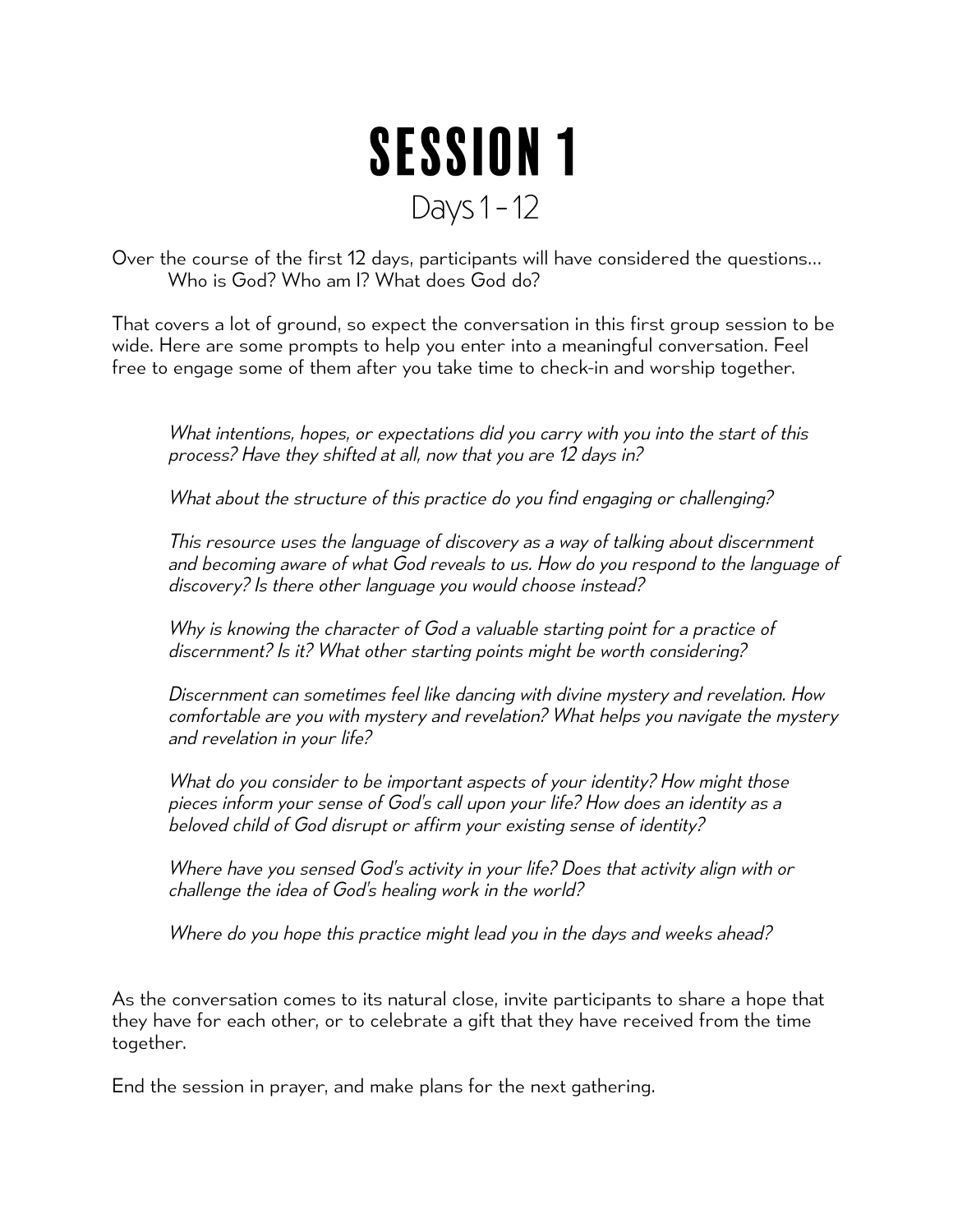# SESSION 1

## Days 1 – 12

Over the course of the first 12 days, participants will have considered the questions…
Who is God? Who am I? What does God do?

That covers a lot of ground, so expect the conversation in this first group session to be wide. Here are some prompts to help you enter into a meaningful conversation. Feel free to engage some of them after you take time to check-in and worship together.

*What intentions, hopes, or expectations did you carry with you into the start of this process? Have they shifted at all, now that you are 12 days in?*

*What about the structure of this practice do you find engaging or challenging?*

*This resource uses the language of discovery as a way of talking about discernment and becoming aware of what God reveals to us. How do you respond to the language of discovery? Is there other language you would choose instead?*

*Why is knowing the character of God a valuable starting point for a practice of discernment? Is it? What other starting points might be worth considering?*

*Discernment can sometimes feel like dancing with divine mystery and revelation. How comfortable are you with mystery and revelation? What helps you navigate the mystery and revelation in your life?*

*What do you consider to be important aspects of your identity? How might those pieces inform your sense of God's call upon your life? How does an identity as a beloved child of God disrupt or affirm your existing sense of identity?*

*Where have you sensed God's activity in your life? Does that activity align with or challenge the idea of God's healing work in the world?*

*Where do you hope this practice might lead you in the days and weeks ahead?*

As the conversation comes to its natural close, invite participants to share a hope that they have for each other, or to celebrate a gift that they have received from the time together.

End the session in prayer, and make plans for the next gathering.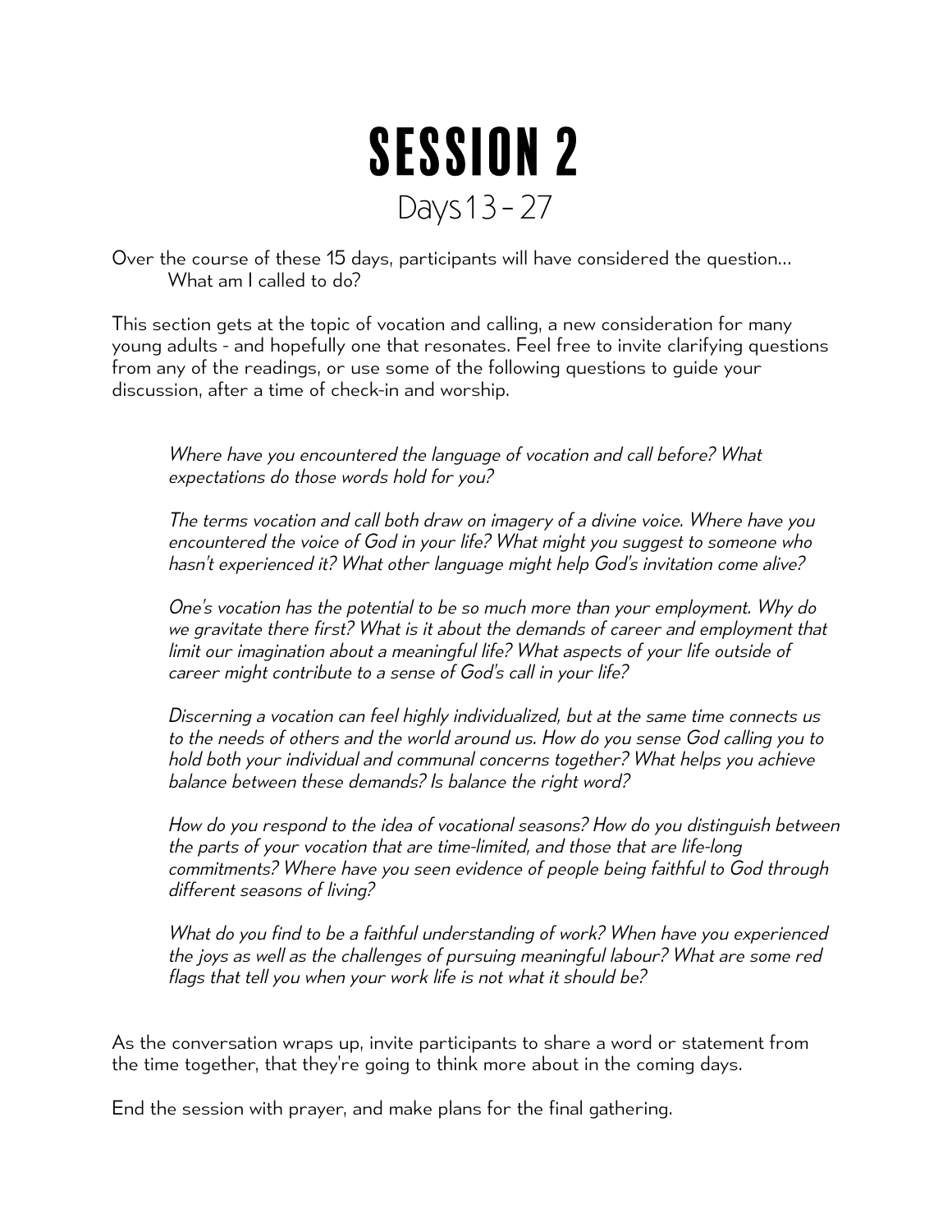# SESSION 2

## Days 13 - 27

Over the course of these 15 days, participants will have considered the question...
What am I called to do?

This section gets at the topic of vocation and calling, a new consideration for many young adults - and hopefully one that resonates. Feel free to invite clarifying questions from any of the readings, or use some of the following questions to guide your discussion, after a time of check-in and worship.

*Where have you encountered the language of vocation and call before? What expectations do those words hold for you?*

*The terms vocation and call both draw on imagery of a divine voice. Where have you encountered the voice of God in your life? What might you suggest to someone who hasn't experienced it? What other language might help God's invitation come alive?*

*One's vocation has the potential to be so much more than your employment. Why do we gravitate there first? What is it about the demands of career and employment that limit our imagination about a meaningful life? What aspects of your life outside of career might contribute to a sense of God's call in your life?*

*Discerning a vocation can feel highly individualized, but at the same time connects us to the needs of others and the world around us. How do you sense God calling you to hold both your individual and communal concerns together? What helps you achieve balance between these demands? Is balance the right word?*

*How do you respond to the idea of vocational seasons? How do you distinguish between the parts of your vocation that are time-limited, and those that are life-long commitments? Where have you seen evidence of people being faithful to God through different seasons of living?*

*What do you find to be a faithful understanding of work? When have you experienced the joys as well as the challenges of pursuing meaningful labour? What are some red flags that tell you when your work life is not what it should be?*

As the conversation wraps up, invite participants to share a word or statement from the time together, that they're going to think more about in the coming days.

End the session with prayer, and make plans for the final gathering.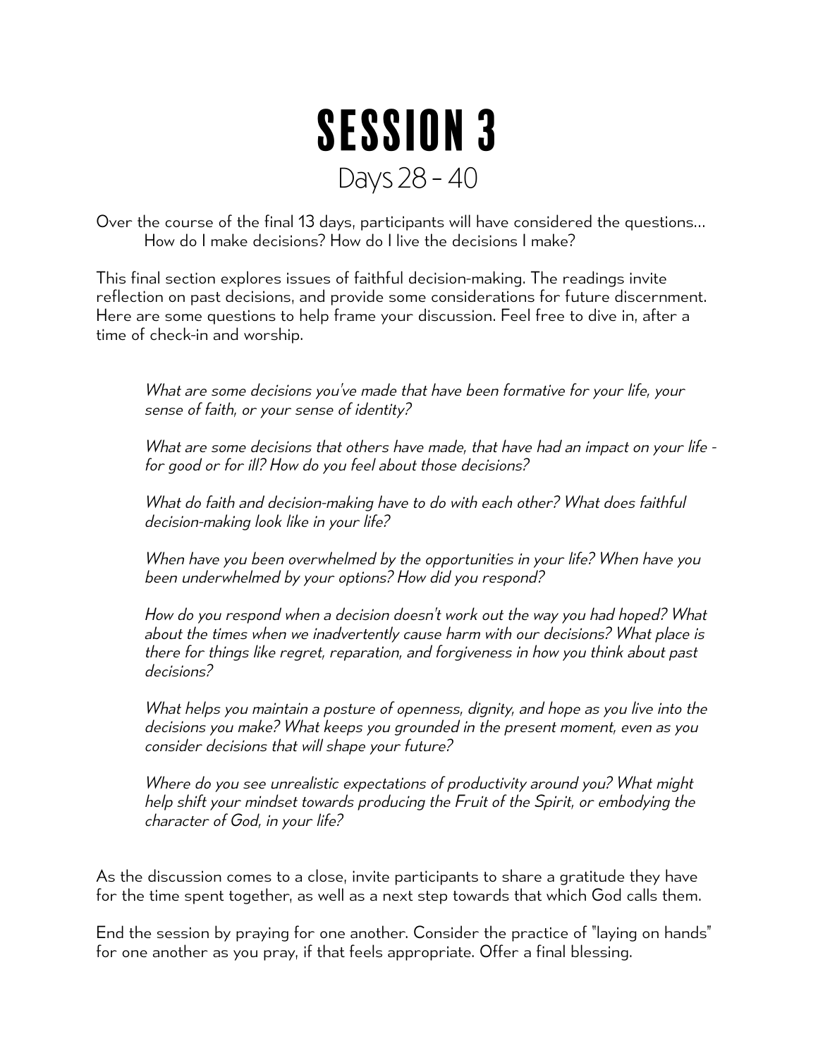# SESSION 3

## Days 28 – 40

Over the course of the final 13 days, participants will have considered the questions…
How do I make decisions? How do I live the decisions I make?

This final section explores issues of faithful decision-making. The readings invite reflection on past decisions, and provide some considerations for future discernment. Here are some questions to help frame your discussion. Feel free to dive in, after a time of check-in and worship.

*What are some decisions you've made that have been formative for your life, your sense of faith, or your sense of identity?*

*What are some decisions that others have made, that have had an impact on your life - for good or for ill? How do you feel about those decisions?*

*What do faith and decision-making have to do with each other? What does faithful decision-making look like in your life?*

*When have you been overwhelmed by the opportunities in your life? When have you been underwhelmed by your options? How did you respond?*

*How do you respond when a decision doesn't work out the way you had hoped? What about the times when we inadvertently cause harm with our decisions? What place is there for things like regret, reparation, and forgiveness in how you think about past decisions?*

*What helps you maintain a posture of openness, dignity, and hope as you live into the decisions you make? What keeps you grounded in the present moment, even as you consider decisions that will shape your future?*

*Where do you see unrealistic expectations of productivity around you? What might help shift your mindset towards producing the Fruit of the Spirit, or embodying the character of God, in your life?*

As the discussion comes to a close, invite participants to share a gratitude they have for the time spent together, as well as a next step towards that which God calls them.

End the session by praying for one another. Consider the practice of "laying on hands" for one another as you pray, if that feels appropriate. Offer a final blessing.